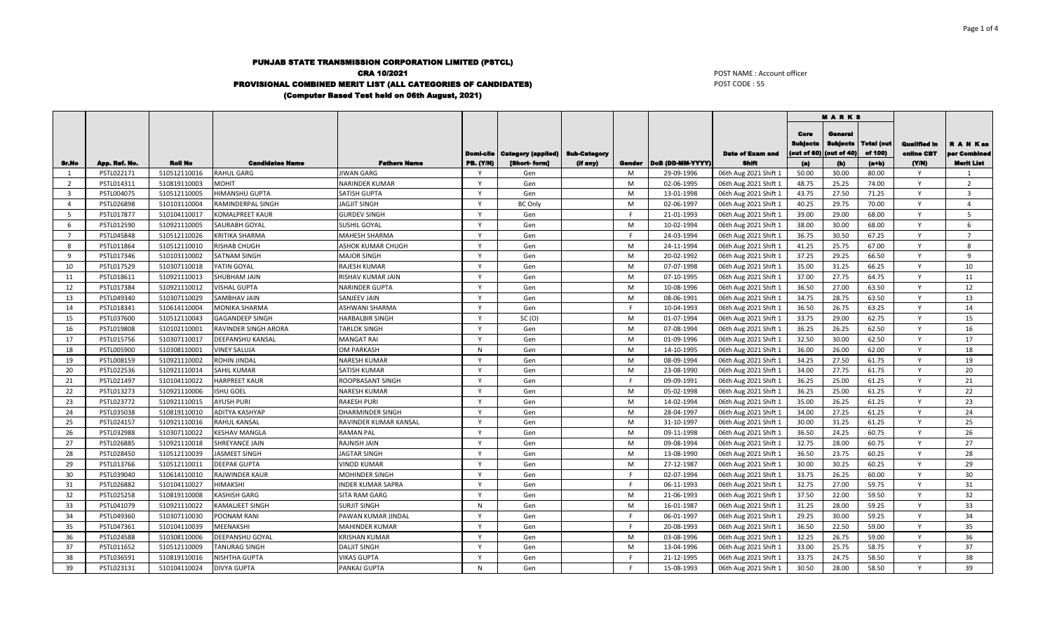# PUNJAB STATE TRANSMISSION CORPORATION LIMITED (PSTCL)

## CRA 10/2021

## PROVISIONAL COMBINED MERIT LIST (ALL CATEGORIES OF CANDIDATES)

### (Computer Based Test held on 06th August, 2021)

POST NAME : Account officer
POST CODE : 55

| Sr.No | App. Ref. No. | Roll No | Candidates Name | Fathers Name | Domi-cile PB. (Y/N) | Category (applied) [Short- form] | Sub-Category (if any) | Gender | DoB (DD-MM-YYYY) | Date of Exam and Shift | MARKS | | | Qualified in online CBT (Y/N) | R A N K as per Combined Merit List |
|---|---|---|---|---|---|---|---|---|---|---|---|---|---|---|---|
| | | | | | | | | | | | Core Subjects (out of 60) (a) | General Subjects (out of 40) (b) | Total (out of 100) (a+b) | | |
| 1 | PSTL022171 | 510512110016 | RAHUL GARG | JIWAN GARG | Y | Gen | | M | 29-09-1996 | 06th Aug 2021 Shift 1 | 50.00 | 30.00 | 80.00 | Y | 1 |
| 2 | PSTL014311 | 510819110003 | MOHIT | NARINDER KUMAR | Y | Gen | | M | 02-06-1995 | 06th Aug 2021 Shift 1 | 48.75 | 25.25 | 74.00 | Y | 2 |
| 3 | PSTL004075 | 510512110005 | HIMANSHU GUPTA | SATISH GUPTA | Y | Gen | | M | 13-01-1998 | 06th Aug 2021 Shift 1 | 43.75 | 27.50 | 71.25 | Y | 3 |
| 4 | PSTL026898 | 510103110004 | RAMINDERPAL SINGH | JAGJIT SINGH | Y | BC Only | | M | 02-06-1997 | 06th Aug 2021 Shift 1 | 40.25 | 29.75 | 70.00 | Y | 4 |
| 5 | PSTL017877 | 510104110017 | KOMALPREET KAUR | GURDEV SINGH | Y | Gen | | F | 21-01-1993 | 06th Aug 2021 Shift 1 | 39.00 | 29.00 | 68.00 | Y | 5 |
| 6 | PSTL012590 | 510921110005 | SAURABH GOYAL | SUSHIL GOYAL | Y | Gen | | M | 10-02-1994 | 06th Aug 2021 Shift 1 | 38.00 | 30.00 | 68.00 | Y | 6 |
| 7 | PSTL045848 | 510512110026 | KRITIKA SHARMA | MAHESH SHARMA | Y | Gen | | F | 24-03-1994 | 06th Aug 2021 Shift 1 | 36.75 | 30.50 | 67.25 | Y | 7 |
| 8 | PSTL011864 | 510512110010 | RISHAB CHUGH | ASHOK KUMAR CHUGH | Y | Gen | | M | 24-11-1994 | 06th Aug 2021 Shift 1 | 41.25 | 25.75 | 67.00 | Y | 8 |
| 9 | PSTL017346 | 510103110002 | SATNAM SINGH | MAJOR SINGH | Y | Gen | | M | 20-02-1992 | 06th Aug 2021 Shift 1 | 37.25 | 29.25 | 66.50 | Y | 9 |
| 10 | PSTL017529 | 510307110018 | YATIN GOYAL | RAJESH KUMAR | Y | Gen | | M | 07-07-1998 | 06th Aug 2021 Shift 1 | 35.00 | 31.25 | 66.25 | Y | 10 |
| 11 | PSTL018611 | 510921110013 | SHUBHAM JAIN | RISHAV KUMAR JAIN | Y | Gen | | M | 07-10-1995 | 06th Aug 2021 Shift 1 | 37.00 | 27.75 | 64.75 | Y | 11 |
| 12 | PSTL017384 | 510921110012 | VISHAL GUPTA | NARINDER GUPTA | Y | Gen | | M | 10-08-1996 | 06th Aug 2021 Shift 1 | 36.50 | 27.00 | 63.50 | Y | 12 |
| 13 | PSTL049340 | 510307110029 | SAMBHAV JAIN | SANJEEV JAIN | Y | Gen | | M | 08-06-1991 | 06th Aug 2021 Shift 1 | 34.75 | 28.75 | 63.50 | Y | 13 |
| 14 | PSTL018341 | 510614110004 | MONIKA SHARMA | ASHWANI SHARMA | Y | Gen | | F | 10-04-1993 | 06th Aug 2021 Shift 1 | 36.50 | 26.75 | 63.25 | Y | 14 |
| 15 | PSTL037600 | 510512110043 | GAGANDEEP SINGH | HARBALBIR SINGH | Y | SC (O) | | M | 01-07-1994 | 06th Aug 2021 Shift 1 | 33.75 | 29.00 | 62.75 | Y | 15 |
| 16 | PSTL019808 | 510102110001 | RAVINDER SINGH ARORA | TARLOK SINGH | Y | Gen | | M | 07-08-1994 | 06th Aug 2021 Shift 1 | 36.25 | 26.25 | 62.50 | Y | 16 |
| 17 | PSTL015756 | 510307110017 | DEEPANSHU KANSAL | MANGAT RAI | Y | Gen | | M | 01-09-1996 | 06th Aug 2021 Shift 1 | 32.50 | 30.00 | 62.50 | Y | 17 |
| 18 | PSTL005900 | 510308110001 | VINEY SALUJA | OM PARKASH | N | Gen | | M | 14-10-1995 | 06th Aug 2021 Shift 1 | 36.00 | 26.00 | 62.00 | Y | 18 |
| 19 | PSTL008159 | 510921110002 | ROHIN JINDAL | NARESH KUMAR | Y | Gen | | M | 08-09-1994 | 06th Aug 2021 Shift 1 | 34.25 | 27.50 | 61.75 | Y | 19 |
| 20 | PSTL022536 | 510921110014 | SAHIL KUMAR | SATISH KUMAR | Y | Gen | | M | 23-08-1990 | 06th Aug 2021 Shift 1 | 34.00 | 27.75 | 61.75 | Y | 20 |
| 21 | PSTL021497 | 510104110022 | HARPREET KAUR | ROOPBASANT SINGH | Y | Gen | | F | 09-09-1991 | 06th Aug 2021 Shift 1 | 36.25 | 25.00 | 61.25 | Y | 21 |
| 22 | PSTL013273 | 510921110006 | ISHU GOEL | NARESH KUMAR | Y | Gen | | M | 05-02-1998 | 06th Aug 2021 Shift 1 | 36.25 | 25.00 | 61.25 | Y | 22 |
| 23 | PSTL023772 | 510921110015 | AYUSH PURI | RAKESH PURI | Y | Gen | | M | 14-02-1994 | 06th Aug 2021 Shift 1 | 35.00 | 26.25 | 61.25 | Y | 23 |
| 24 | PSTL035038 | 510819110010 | ADITYA KASHYAP | DHARMINDER SINGH | Y | Gen | | M | 28-04-1997 | 06th Aug 2021 Shift 1 | 34.00 | 27.25 | 61.25 | Y | 24 |
| 25 | PSTL024157 | 510921110016 | RAHUL KANSAL | RAVINDER KUMAR KANSAL | Y | Gen | | M | 31-10-1997 | 06th Aug 2021 Shift 1 | 30.00 | 31.25 | 61.25 | Y | 25 |
| 26 | PSTL032988 | 510307110022 | KESHAV MANGLA | RAMAN PAL | Y | Gen | | M | 09-11-1998 | 06th Aug 2021 Shift 1 | 36.50 | 24.25 | 60.75 | Y | 26 |
| 27 | PSTL026885 | 510921110018 | SHREYANCE JAIN | RAJNISH JAIN | Y | Gen | | M | 09-08-1994 | 06th Aug 2021 Shift 1 | 32.75 | 28.00 | 60.75 | Y | 27 |
| 28 | PSTL028450 | 510512110039 | JASMEET SINGH | JAGTAR SINGH | Y | Gen | | M | 13-08-1990 | 06th Aug 2021 Shift 1 | 36.50 | 23.75 | 60.25 | Y | 28 |
| 29 | PSTL013766 | 510512110011 | DEEPAK GUPTA | VINOD KUMAR | Y | Gen | | M | 27-12-1987 | 06th Aug 2021 Shift 1 | 30.00 | 30.25 | 60.25 | Y | 29 |
| 30 | PSTL039040 | 510614110010 | RAJWINDER KAUR | MOHINDER SINGH | Y | Gen | | F | 02-07-1994 | 06th Aug 2021 Shift 1 | 33.75 | 26.25 | 60.00 | Y | 30 |
| 31 | PSTL026882 | 510104110027 | HIMAKSHI | INDER KUMAR SAPRA | Y | Gen | | F | 06-11-1993 | 06th Aug 2021 Shift 1 | 32.75 | 27.00 | 59.75 | Y | 31 |
| 32 | PSTL025258 | 510819110008 | KASHISH GARG | SITA RAM GARG | Y | Gen | | M | 21-06-1993 | 06th Aug 2021 Shift 1 | 37.50 | 22.00 | 59.50 | Y | 32 |
| 33 | PSTL041079 | 510921110022 | KAMALJEET SINGH | SURJIT SINGH | N | Gen | | M | 16-01-1987 | 06th Aug 2021 Shift 1 | 31.25 | 28.00 | 59.25 | Y | 33 |
| 34 | PSTL049360 | 510307110030 | POONAM RANI | PAWAN KUMAR JINDAL | Y | Gen | | F | 06-01-1997 | 06th Aug 2021 Shift 1 | 29.25 | 30.00 | 59.25 | Y | 34 |
| 35 | PSTL047361 | 510104110039 | MEENAKSHI | MAHINDER KUMAR | Y | Gen | | F | 20-08-1993 | 06th Aug 2021 Shift 1 | 36.50 | 22.50 | 59.00 | Y | 35 |
| 36 | PSTL024588 | 510308110006 | DEEPANSHU GOYAL | KRISHAN KUMAR | Y | Gen | | M | 03-08-1996 | 06th Aug 2021 Shift 1 | 32.25 | 26.75 | 59.00 | Y | 36 |
| 37 | PSTL011652 | 510512110009 | TANURAG SINGH | DALJIT SINGH | Y | Gen | | M | 13-04-1996 | 06th Aug 2021 Shift 1 | 33.00 | 25.75 | 58.75 | Y | 37 |
| 38 | PSTL036591 | 510819110016 | NISHTHA GUPTA | VIKAS GUPTA | Y | Gen | | F | 21-12-1995 | 06th Aug 2021 Shift 1 | 33.75 | 24.75 | 58.50 | Y | 38 |
| 39 | PSTL023131 | 510104110024 | DIVYA GUPTA | PANKAJ GUPTA | N | Gen | | F | 15-08-1993 | 06th Aug 2021 Shift 1 | 30.50 | 28.00 | 58.50 | Y | 39 |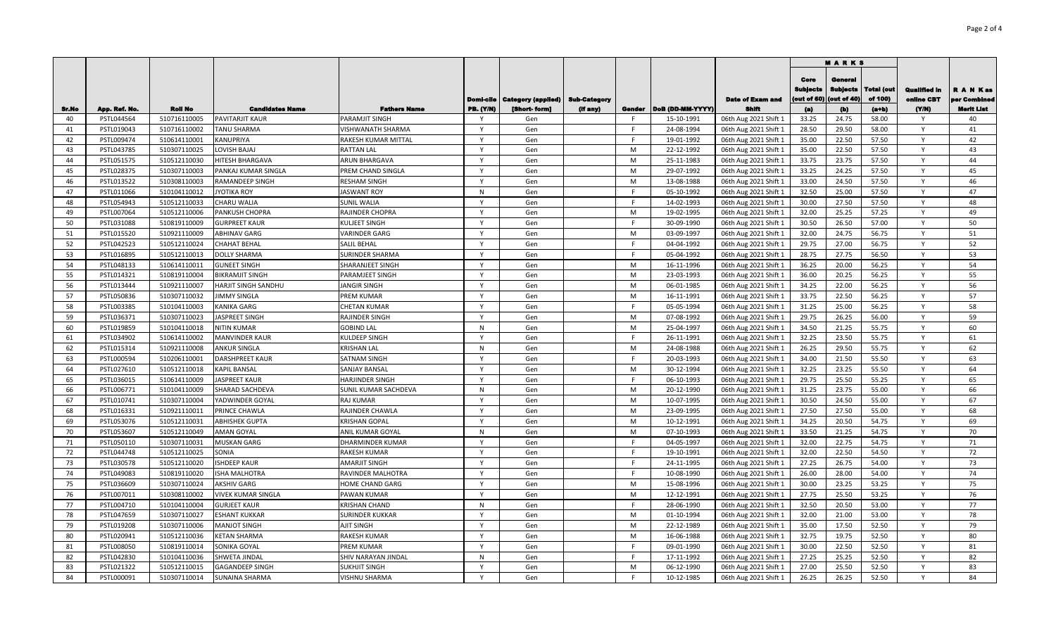| Sr.No | App. Ref. No. | Roll No | Candidates Name | Fathers Name | Domi-cile PB. (Y/N) | Category (applied) [Short- form] | Sub-Category (if any) | Gender | DoB (DD-MM-YYYY) | Date of Exam and Shift | MARKS | | | Qualified in online CBT (Y/N) | R A N K as per Combined Merit List |
|---|---|---|---|---|---|---|---|---|---|---|---|---|---|---|---|
| | | | | | | | | | | | Core Subjects (out of 60) (a) | General Subjects (out of 40) (b) | Total (out of 100) (a+b) | | |
| 40 | PSTL044564 | 510716110005 | PAVITARJIT KAUR | PARAMJIT SINGH | Y | Gen | | F | 15-10-1991 | 06th Aug 2021 Shift 1 | 33.25 | 24.75 | 58.00 | Y | 40 |
| 41 | PSTL019043 | 510716110002 | TANU SHARMA | VISHWANATH SHARMA | Y | Gen | | F | 24-08-1994 | 06th Aug 2021 Shift 1 | 28.50 | 29.50 | 58.00 | Y | 41 |
| 42 | PSTL009474 | 510614110001 | KANUPRIYA | RAKESH KUMAR MITTAL | Y | Gen | | F | 19-01-1992 | 06th Aug 2021 Shift 1 | 35.00 | 22.50 | 57.50 | Y | 42 |
| 43 | PSTL043785 | 510307110025 | LOVISH BAJAJ | RATTAN LAL | Y | Gen | | M | 22-12-1992 | 06th Aug 2021 Shift 1 | 35.00 | 22.50 | 57.50 | Y | 43 |
| 44 | PSTL051575 | 510512110030 | HITESH BHARGAVA | ARUN BHARGAVA | Y | Gen | | M | 25-11-1983 | 06th Aug 2021 Shift 1 | 33.75 | 23.75 | 57.50 | Y | 44 |
| 45 | PSTL028375 | 510307110003 | PANKAJ KUMAR SINGLA | PREM CHAND SINGLA | Y | Gen | | M | 29-07-1992 | 06th Aug 2021 Shift 1 | 33.25 | 24.25 | 57.50 | Y | 45 |
| 46 | PSTL013522 | 510308110003 | RAMANDEEP SINGH | RESHAM SINGH | Y | Gen | | M | 13-08-1988 | 06th Aug 2021 Shift 1 | 33.00 | 24.50 | 57.50 | Y | 46 |
| 47 | PSTL011066 | 510104110012 | JYOTIKA ROY | JASWANT ROY | N | Gen | | F | 05-10-1992 | 06th Aug 2021 Shift 1 | 32.50 | 25.00 | 57.50 | Y | 47 |
| 48 | PSTL054943 | 510512110033 | CHARU WALIA | SUNIL WALIA | Y | Gen | | F | 14-02-1993 | 06th Aug 2021 Shift 1 | 30.00 | 27.50 | 57.50 | Y | 48 |
| 49 | PSTL007064 | 510512110006 | PANKUSH CHOPRA | RAJINDER CHOPRA | Y | Gen | | M | 19-02-1995 | 06th Aug 2021 Shift 1 | 32.00 | 25.25 | 57.25 | Y | 49 |
| 50 | PSTL031088 | 510819110009 | GURPREET KAUR | KULJEET SINGH | Y | Gen | | F | 30-09-1990 | 06th Aug 2021 Shift 1 | 30.50 | 26.50 | 57.00 | Y | 50 |
| 51 | PSTL015520 | 510921110009 | ABHINAV GARG | VARINDER GARG | Y | Gen | | M | 03-09-1997 | 06th Aug 2021 Shift 1 | 32.00 | 24.75 | 56.75 | Y | 51 |
| 52 | PSTL042523 | 510512110024 | CHAHAT BEHAL | SALIL BEHAL | Y | Gen | | F | 04-04-1992 | 06th Aug 2021 Shift 1 | 29.75 | 27.00 | 56.75 | Y | 52 |
| 53 | PSTL016895 | 510512110013 | DOLLY SHARMA | SURINDER SHARMA | Y | Gen | | F | 05-04-1992 | 06th Aug 2021 Shift 1 | 28.75 | 27.75 | 56.50 | Y | 53 |
| 54 | PSTL048133 | 510614110011 | GUNEET SINGH | SHARANJEET SINGH | Y | Gen | | M | 16-11-1996 | 06th Aug 2021 Shift 1 | 36.25 | 20.00 | 56.25 | Y | 54 |
| 55 | PSTL014321 | 510819110004 | BIKRAMJIT SINGH | PARAMJEET SINGH | Y | Gen | | M | 23-03-1993 | 06th Aug 2021 Shift 1 | 36.00 | 20.25 | 56.25 | Y | 55 |
| 56 | PSTL013444 | 510921110007 | HARJIT SINGH SANDHU | JANGIR SINGH | Y | Gen | | M | 06-01-1985 | 06th Aug 2021 Shift 1 | 34.25 | 22.00 | 56.25 | Y | 56 |
| 57 | PSTL050836 | 510307110032 | JIMMY SINGLA | PREM KUMAR | Y | Gen | | M | 16-11-1991 | 06th Aug 2021 Shift 1 | 33.75 | 22.50 | 56.25 | Y | 57 |
| 58 | PSTL003385 | 510104110003 | KANIKA GARG | CHETAN KUMAR | Y | Gen | | F | 05-05-1994 | 06th Aug 2021 Shift 1 | 31.25 | 25.00 | 56.25 | Y | 58 |
| 59 | PSTL036371 | 510307110023 | JASPREET SINGH | RAJINDER SINGH | Y | Gen | | M | 07-08-1992 | 06th Aug 2021 Shift 1 | 29.75 | 26.25 | 56.00 | Y | 59 |
| 60 | PSTL019859 | 510104110018 | NITIN KUMAR | GOBIND LAL | N | Gen | | M | 25-04-1997 | 06th Aug 2021 Shift 1 | 34.50 | 21.25 | 55.75 | Y | 60 |
| 61 | PSTL034902 | 510614110002 | MANVINDER KAUR | KULDEEP SINGH | Y | Gen | | F | 26-11-1991 | 06th Aug 2021 Shift 1 | 32.25 | 23.50 | 55.75 | Y | 61 |
| 62 | PSTL015314 | 510921110008 | ANKUR SINGLA | KRISHAN LAL | N | Gen | | M | 24-08-1988 | 06th Aug 2021 Shift 1 | 26.25 | 29.50 | 55.75 | Y | 62 |
| 63 | PSTL000594 | 510206110001 | DARSHPREET KAUR | SATNAM SINGH | Y | Gen | | F | 20-03-1993 | 06th Aug 2021 Shift 1 | 34.00 | 21.50 | 55.50 | Y | 63 |
| 64 | PSTL027610 | 510512110018 | KAPIL BANSAL | SANJAY BANSAL | Y | Gen | | M | 30-12-1994 | 06th Aug 2021 Shift 1 | 32.25 | 23.25 | 55.50 | Y | 64 |
| 65 | PSTL036015 | 510614110009 | JASPREET KAUR | HARJINDER SINGH | Y | Gen | | F | 06-10-1993 | 06th Aug 2021 Shift 1 | 29.75 | 25.50 | 55.25 | Y | 65 |
| 66 | PSTL006771 | 510104110009 | SHARAD SACHDEVA | SUNIL KUMAR SACHDEVA | N | Gen | | M | 20-12-1990 | 06th Aug 2021 Shift 1 | 31.25 | 23.75 | 55.00 | Y | 66 |
| 67 | PSTL010741 | 510307110004 | YADWINDER GOYAL | RAJ KUMAR | Y | Gen | | M | 10-07-1995 | 06th Aug 2021 Shift 1 | 30.50 | 24.50 | 55.00 | Y | 67 |
| 68 | PSTL016331 | 510921110011 | PRINCE CHAWLA | RAJINDER CHAWLA | Y | Gen | | M | 23-09-1995 | 06th Aug 2021 Shift 1 | 27.50 | 27.50 | 55.00 | Y | 68 |
| 69 | PSTL053076 | 510512110031 | ABHISHEK GUPTA | KRISHAN GOPAL | Y | Gen | | M | 10-12-1991 | 06th Aug 2021 Shift 1 | 34.25 | 20.50 | 54.75 | Y | 69 |
| 70 | PSTL053607 | 510512110049 | AMAN GOYAL | ANIL KUMAR GOYAL | N | Gen | | M | 07-10-1993 | 06th Aug 2021 Shift 1 | 33.50 | 21.25 | 54.75 | Y | 70 |
| 71 | PSTL050110 | 510307110031 | MUSKAN GARG | DHARMINDER KUMAR | Y | Gen | | F | 04-05-1997 | 06th Aug 2021 Shift 1 | 32.00 | 22.75 | 54.75 | Y | 71 |
| 72 | PSTL044748 | 510512110025 | SONIA | RAKESH KUMAR | Y | Gen | | F | 19-10-1991 | 06th Aug 2021 Shift 1 | 32.00 | 22.50 | 54.50 | Y | 72 |
| 73 | PSTL030578 | 510512110020 | ISHDEEP KAUR | AMARJIT SINGH | Y | Gen | | F | 24-11-1995 | 06th Aug 2021 Shift 1 | 27.25 | 26.75 | 54.00 | Y | 73 |
| 74 | PSTL049083 | 510819110020 | ISHA MALHOTRA | RAVINDER MALHOTRA | Y | Gen | | F | 10-08-1990 | 06th Aug 2021 Shift 1 | 26.00 | 28.00 | 54.00 | Y | 74 |
| 75 | PSTL036609 | 510307110024 | AKSHIV GARG | HOME CHAND GARG | Y | Gen | | M | 15-08-1996 | 06th Aug 2021 Shift 1 | 30.00 | 23.25 | 53.25 | Y | 75 |
| 76 | PSTL007011 | 510308110002 | VIVEK KUMAR SINGLA | PAWAN KUMAR | Y | Gen | | M | 12-12-1991 | 06th Aug 2021 Shift 1 | 27.75 | 25.50 | 53.25 | Y | 76 |
| 77 | PSTL004710 | 510104110004 | GURJEET KAUR | KRISHAN CHAND | N | Gen | | F | 28-06-1990 | 06th Aug 2021 Shift 1 | 32.50 | 20.50 | 53.00 | Y | 77 |
| 78 | PSTL047659 | 510307110027 | ESHANT KUKKAR | SURINDER KUKKAR | Y | Gen | | M | 01-10-1994 | 06th Aug 2021 Shift 1 | 32.00 | 21.00 | 53.00 | Y | 78 |
| 79 | PSTL019208 | 510307110006 | MANJOT SINGH | AJIT SINGH | Y | Gen | | M | 22-12-1989 | 06th Aug 2021 Shift 1 | 35.00 | 17.50 | 52.50 | Y | 79 |
| 80 | PSTL020941 | 510512110036 | KETAN SHARMA | RAKESH KUMAR | Y | Gen | | M | 16-06-1988 | 06th Aug 2021 Shift 1 | 32.75 | 19.75 | 52.50 | Y | 80 |
| 81 | PSTL008050 | 510819110014 | SONIKA GOYAL | PREM KUMAR | Y | Gen | | F | 09-01-1990 | 06th Aug 2021 Shift 1 | 30.00 | 22.50 | 52.50 | Y | 81 |
| 82 | PSTL042830 | 510104110036 | SHWETA JINDAL | SHIV NARAYAN JINDAL | N | Gen | | F | 17-11-1992 | 06th Aug 2021 Shift 1 | 27.25 | 25.25 | 52.50 | Y | 82 |
| 83 | PSTL021322 | 510512110015 | GAGANDEEP SINGH | SUKHJIT SINGH | Y | Gen | | M | 06-12-1990 | 06th Aug 2021 Shift 1 | 27.00 | 25.50 | 52.50 | Y | 83 |
| 84 | PSTL000091 | 510307110014 | SUNAINA SHARMA | VISHNU SHARMA | Y | Gen | | F | 10-12-1985 | 06th Aug 2021 Shift 1 | 26.25 | 26.25 | 52.50 | Y | 84 |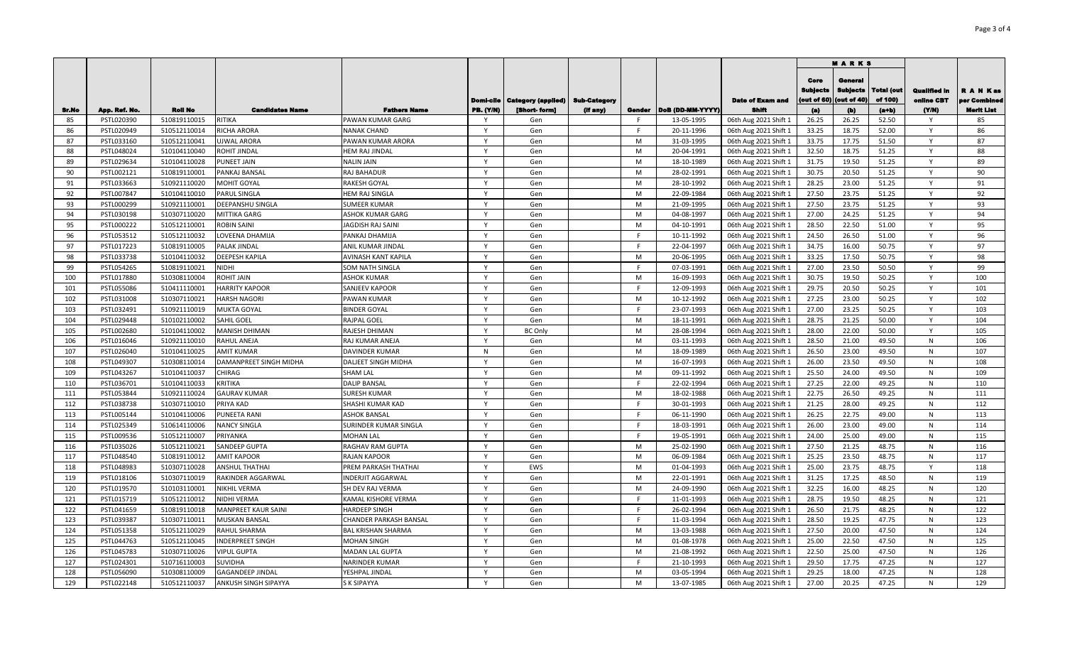| Sr.No | App. Ref. No. | Roll No | Candidates Name | Fathers Name | Domi-cile PB. (Y/N) | Category (applied) [Short- form] | Sub-Category (if any) | Gender | DoB (DD-MM-YYYY) | Date of Exam and Shift | MARKS | | | Qualified in online CBT (Y/N) | R A N K as per Combined Merit List |
|---|---|---|---|---|---|---|---|---|---|---|---|---|---|---|---|
| | | | | | | | | | | | Core Subjects (out of 60) (a) | General Subjects (out of 40) (b) | Total (out of 100) (a+b) | | |
| 85 | PSTL020390 | 510819110015 | RITIKA | PAWAN KUMAR GARG | Y | Gen | | F | 13-05-1995 | 06th Aug 2021 Shift 1 | 26.25 | 26.25 | 52.50 | Y | 85 |
| 86 | PSTL020949 | 510512110014 | RICHA ARORA | NANAK CHAND | Y | Gen | | F | 20-11-1996 | 06th Aug 2021 Shift 1 | 33.25 | 18.75 | 52.00 | Y | 86 |
| 87 | PSTL033160 | 510512110041 | UJWAL ARORA | PAWAN KUMAR ARORA | Y | Gen | | M | 31-03-1995 | 06th Aug 2021 Shift 1 | 33.75 | 17.75 | 51.50 | Y | 87 |
| 88 | PSTL048024 | 510104110040 | ROHIT JINDAL | HEM RAJ JINDAL | Y | Gen | | M | 20-04-1991 | 06th Aug 2021 Shift 1 | 32.50 | 18.75 | 51.25 | Y | 88 |
| 89 | PSTL029634 | 510104110028 | PUNEET JAIN | NALIN JAIN | Y | Gen | | M | 18-10-1989 | 06th Aug 2021 Shift 1 | 31.75 | 19.50 | 51.25 | Y | 89 |
| 90 | PSTL002121 | 510819110001 | PANKAJ BANSAL | RAJ BAHADUR | Y | Gen | | M | 28-02-1991 | 06th Aug 2021 Shift 1 | 30.75 | 20.50 | 51.25 | Y | 90 |
| 91 | PSTL033663 | 510921110020 | MOHIT GOYAL | RAKESH GOYAL | Y | Gen | | M | 28-10-1992 | 06th Aug 2021 Shift 1 | 28.25 | 23.00 | 51.25 | Y | 91 |
| 92 | PSTL007847 | 510104110010 | PARUL SINGLA | HEM RAJ SINGLA | Y | Gen | | M | 22-09-1984 | 06th Aug 2021 Shift 1 | 27.50 | 23.75 | 51.25 | Y | 92 |
| 93 | PSTL000299 | 510921110001 | DEEPANSHU SINGLA | SUMEER KUMAR | Y | Gen | | M | 21-09-1995 | 06th Aug 2021 Shift 1 | 27.50 | 23.75 | 51.25 | Y | 93 |
| 94 | PSTL030198 | 510307110020 | MITTIKA GARG | ASHOK KUMAR GARG | Y | Gen | | M | 04-08-1997 | 06th Aug 2021 Shift 1 | 27.00 | 24.25 | 51.25 | Y | 94 |
| 95 | PSTL000222 | 510512110001 | ROBIN SAINI | JAGDISH RAJ SAINI | Y | Gen | | M | 04-10-1991 | 06th Aug 2021 Shift 1 | 28.50 | 22.50 | 51.00 | Y | 95 |
| 96 | PSTL053512 | 510512110032 | LOVEENA DHAMIJA | PANKAJ DHAMIJA | Y | Gen | | F | 10-11-1992 | 06th Aug 2021 Shift 1 | 24.50 | 26.50 | 51.00 | Y | 96 |
| 97 | PSTL017223 | 510819110005 | PALAK JINDAL | ANIL KUMAR JINDAL | Y | Gen | | F | 22-04-1997 | 06th Aug 2021 Shift 1 | 34.75 | 16.00 | 50.75 | Y | 97 |
| 98 | PSTL033738 | 510104110032 | DEEPESH KAPILA | AVINASH KANT KAPILA | Y | Gen | | M | 20-06-1995 | 06th Aug 2021 Shift 1 | 33.25 | 17.50 | 50.75 | Y | 98 |
| 99 | PSTL054265 | 510819110021 | NIDHI | SOM NATH SINGLA | Y | Gen | | F | 07-03-1991 | 06th Aug 2021 Shift 1 | 27.00 | 23.50 | 50.50 | Y | 99 |
| 100 | PSTL017880 | 510308110004 | ROHIT JAIN | ASHOK KUMAR | Y | Gen | | M | 16-09-1993 | 06th Aug 2021 Shift 1 | 30.75 | 19.50 | 50.25 | Y | 100 |
| 101 | PSTL055086 | 510411110001 | HARRITY KAPOOR | SANJEEV KAPOOR | Y | Gen | | F | 12-09-1993 | 06th Aug 2021 Shift 1 | 29.75 | 20.50 | 50.25 | Y | 101 |
| 102 | PSTL031008 | 510307110021 | HARSH NAGORI | PAWAN KUMAR | Y | Gen | | M | 10-12-1992 | 06th Aug 2021 Shift 1 | 27.25 | 23.00 | 50.25 | Y | 102 |
| 103 | PSTL032491 | 510921110019 | MUKTA GOYAL | BINDER GOYAL | Y | Gen | | F | 23-07-1993 | 06th Aug 2021 Shift 1 | 27.00 | 23.25 | 50.25 | Y | 103 |
| 104 | PSTL029448 | 510102110002 | SAHIL GOEL | RAJPAL GOEL | Y | Gen | | M | 18-11-1991 | 06th Aug 2021 Shift 1 | 28.75 | 21.25 | 50.00 | Y | 104 |
| 105 | PSTL002680 | 510104110002 | MANISH DHIMAN | RAJESH DHIMAN | Y | BC Only | | M | 28-08-1994 | 06th Aug 2021 Shift 1 | 28.00 | 22.00 | 50.00 | Y | 105 |
| 106 | PSTL016046 | 510921110010 | RAHUL ANEJA | RAJ KUMAR ANEJA | Y | Gen | | M | 03-11-1993 | 06th Aug 2021 Shift 1 | 28.50 | 21.00 | 49.50 | N | 106 |
| 107 | PSTL026040 | 510104110025 | AMIT KUMAR | DAVINDER KUMAR | N | Gen | | M | 18-09-1989 | 06th Aug 2021 Shift 1 | 26.50 | 23.00 | 49.50 | N | 107 |
| 108 | PSTL049307 | 510308110014 | DAMANPREET SINGH MIDHA | DALJEET SINGH MIDHA | Y | Gen | | M | 16-07-1993 | 06th Aug 2021 Shift 1 | 26.00 | 23.50 | 49.50 | N | 108 |
| 109 | PSTL043267 | 510104110037 | CHIRAG | SHAM LAL | Y | Gen | | M | 09-11-1992 | 06th Aug 2021 Shift 1 | 25.50 | 24.00 | 49.50 | N | 109 |
| 110 | PSTL036701 | 510104110033 | KRITIKA | DALIP BANSAL | Y | Gen | | F | 22-02-1994 | 06th Aug 2021 Shift 1 | 27.25 | 22.00 | 49.25 | N | 110 |
| 111 | PSTL053844 | 510921110024 | GAURAV KUMAR | SURESH KUMAR | Y | Gen | | M | 18-02-1988 | 06th Aug 2021 Shift 1 | 22.75 | 26.50 | 49.25 | N | 111 |
| 112 | PSTL038738 | 510307110010 | PRIYA KAD | SHASHI KUMAR KAD | Y | Gen | | F | 30-01-1993 | 06th Aug 2021 Shift 1 | 21.25 | 28.00 | 49.25 | N | 112 |
| 113 | PSTL005144 | 510104110006 | PUNEETA RANI | ASHOK BANSAL | Y | Gen | | F | 06-11-1990 | 06th Aug 2021 Shift 1 | 26.25 | 22.75 | 49.00 | N | 113 |
| 114 | PSTL025349 | 510614110006 | NANCY SINGLA | SURINDER KUMAR SINGLA | Y | Gen | | F | 18-03-1991 | 06th Aug 2021 Shift 1 | 26.00 | 23.00 | 49.00 | N | 114 |
| 115 | PSTL009536 | 510512110007 | PRIYANKA | MOHAN LAL | Y | Gen | | F | 19-05-1991 | 06th Aug 2021 Shift 1 | 24.00 | 25.00 | 49.00 | N | 115 |
| 116 | PSTL035026 | 510512110021 | SANDEEP GUPTA | RAGHAV RAM GUPTA | Y | Gen | | M | 25-02-1990 | 06th Aug 2021 Shift 1 | 27.50 | 21.25 | 48.75 | N | 116 |
| 117 | PSTL048540 | 510819110012 | AMIT KAPOOR | RAJAN KAPOOR | Y | Gen | | M | 06-09-1984 | 06th Aug 2021 Shift 1 | 25.25 | 23.50 | 48.75 | N | 117 |
| 118 | PSTL048983 | 510307110028 | ANSHUL THATHAI | PREM PARKASH THATHAI | Y | EWS | | M | 01-04-1993 | 06th Aug 2021 Shift 1 | 25.00 | 23.75 | 48.75 | Y | 118 |
| 119 | PSTL018106 | 510307110019 | RAKINDER AGGARWAL | INDERJIT AGGARWAL | Y | Gen | | M | 22-01-1991 | 06th Aug 2021 Shift 1 | 31.25 | 17.25 | 48.50 | N | 119 |
| 120 | PSTL019570 | 510103110001 | NIKHIL VERMA | SH DEV RAJ VERMA | Y | Gen | | M | 24-09-1990 | 06th Aug 2021 Shift 1 | 32.25 | 16.00 | 48.25 | N | 120 |
| 121 | PSTL015719 | 510512110012 | NIDHI VERMA | KAMAL KISHORE VERMA | Y | Gen | | F | 11-01-1993 | 06th Aug 2021 Shift 1 | 28.75 | 19.50 | 48.25 | N | 121 |
| 122 | PSTL041659 | 510819110018 | MANPREET KAUR SAINI | HARDEEP SINGH | Y | Gen | | F | 26-02-1994 | 06th Aug 2021 Shift 1 | 26.50 | 21.75 | 48.25 | N | 122 |
| 123 | PSTL039387 | 510307110011 | MUSKAN BANSAL | CHANDER PARKASH BANSAL | Y | Gen | | F | 11-03-1994 | 06th Aug 2021 Shift 1 | 28.50 | 19.25 | 47.75 | N | 123 |
| 124 | PSTL051358 | 510512110029 | RAHUL SHARMA | BAL KRISHAN SHARMA | Y | Gen | | M | 13-03-1988 | 06th Aug 2021 Shift 1 | 27.50 | 20.00 | 47.50 | N | 124 |
| 125 | PSTL044763 | 510512110045 | INDERPREET SINGH | MOHAN SINGH | Y | Gen | | M | 01-08-1978 | 06th Aug 2021 Shift 1 | 25.00 | 22.50 | 47.50 | N | 125 |
| 126 | PSTL045783 | 510307110026 | VIPUL GUPTA | MADAN LAL GUPTA | Y | Gen | | M | 21-08-1992 | 06th Aug 2021 Shift 1 | 22.50 | 25.00 | 47.50 | N | 126 |
| 127 | PSTL024301 | 510716110003 | SUVIDHA | NARINDER KUMAR | Y | Gen | | F | 21-10-1993 | 06th Aug 2021 Shift 1 | 29.50 | 17.75 | 47.25 | N | 127 |
| 128 | PSTL056090 | 510308110009 | GAGANDEEP JINDAL | YESHPAL JINDAL | Y | Gen | | M | 03-05-1994 | 06th Aug 2021 Shift 1 | 29.25 | 18.00 | 47.25 | N | 128 |
| 129 | PSTL022148 | 510512110037 | ANKUSH SINGH SIPAYYA | S K SIPAYYA | Y | Gen | | M | 13-07-1985 | 06th Aug 2021 Shift 1 | 27.00 | 20.25 | 47.25 | N | 129 |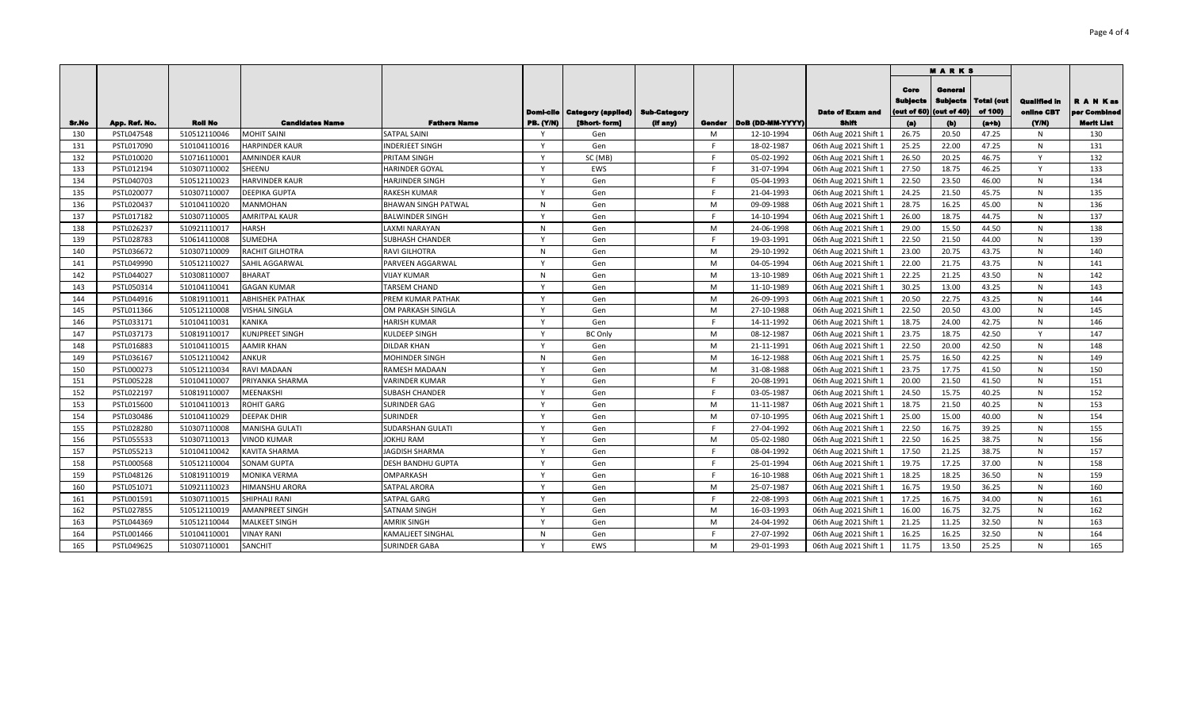| Sr.No | App. Ref. No. | Roll No | Candidates Name | Fathers Name | Domi-cile PB. (Y/N) | Category (applied) [Short- form] | Sub-Category (if any) | Gender | DoB (DD-MM-YYYY) | Date of Exam and Shift | MARKS Core Subjects (out of 60) (a) | General Subjects (out of 40) (b) | Total (out of 100) (a+b) | Qualified in online CBT (Y/N) | R A N K as per Combined Merit List |
|---|---|---|---|---|---|---|---|---|---|---|---|---|---|---|---|
| 130 | PSTL047548 | 510512110046 | MOHIT SAINI | SATPAL SAINI | Y | Gen | | M | 12-10-1994 | 06th Aug 2021 Shift 1 | 26.75 | 20.50 | 47.25 | N | 130 |
| 131 | PSTL017090 | 510104110016 | HARPINDER KAUR | INDERJEET SINGH | Y | Gen | | F | 18-02-1987 | 06th Aug 2021 Shift 1 | 25.25 | 22.00 | 47.25 | N | 131 |
| 132 | PSTL010020 | 510716110001 | AMNINDER KAUR | PRITAM SINGH | Y | SC (MB) | | F | 05-02-1992 | 06th Aug 2021 Shift 1 | 26.50 | 20.25 | 46.75 | Y | 132 |
| 133 | PSTL012194 | 510307110002 | SHEENU | HARINDER GOYAL | Y | EWS | | F | 31-07-1994 | 06th Aug 2021 Shift 1 | 27.50 | 18.75 | 46.25 | Y | 133 |
| 134 | PSTL040703 | 510512110023 | HARVINDER KAUR | HARJINDER SINGH | Y | Gen | | F | 05-04-1993 | 06th Aug 2021 Shift 1 | 22.50 | 23.50 | 46.00 | N | 134 |
| 135 | PSTL020077 | 510307110007 | DEEPIKA GUPTA | RAKESH KUMAR | Y | Gen | | F | 21-04-1993 | 06th Aug 2021 Shift 1 | 24.25 | 21.50 | 45.75 | N | 135 |
| 136 | PSTL020437 | 510104110020 | MANMOHAN | BHAWAN SINGH PATWAL | N | Gen | | M | 09-09-1988 | 06th Aug 2021 Shift 1 | 28.75 | 16.25 | 45.00 | N | 136 |
| 137 | PSTL017182 | 510307110005 | AMRITPAL KAUR | BALWINDER SINGH | Y | Gen | | F | 14-10-1994 | 06th Aug 2021 Shift 1 | 26.00 | 18.75 | 44.75 | N | 137 |
| 138 | PSTL026237 | 510921110017 | HARSH | LAXMI NARAYAN | N | Gen | | M | 24-06-1998 | 06th Aug 2021 Shift 1 | 29.00 | 15.50 | 44.50 | N | 138 |
| 139 | PSTL028783 | 510614110008 | SUMEDHA | SUBHASH CHANDER | Y | Gen | | F | 19-03-1991 | 06th Aug 2021 Shift 1 | 22.50 | 21.50 | 44.00 | N | 139 |
| 140 | PSTL036672 | 510307110009 | RACHIT GILHOTRA | RAVI GILHOTRA | N | Gen | | M | 29-10-1992 | 06th Aug 2021 Shift 1 | 23.00 | 20.75 | 43.75 | N | 140 |
| 141 | PSTL049990 | 510512110027 | SAHIL AGGARWAL | PARVEEN AGGARWAL | Y | Gen | | M | 04-05-1994 | 06th Aug 2021 Shift 1 | 22.00 | 21.75 | 43.75 | N | 141 |
| 142 | PSTL044027 | 510308110007 | BHARAT | VIJAY KUMAR | N | Gen | | M | 13-10-1989 | 06th Aug 2021 Shift 1 | 22.25 | 21.25 | 43.50 | N | 142 |
| 143 | PSTL050314 | 510104110041 | GAGAN KUMAR | TARSEM CHAND | Y | Gen | | M | 11-10-1989 | 06th Aug 2021 Shift 1 | 30.25 | 13.00 | 43.25 | N | 143 |
| 144 | PSTL044916 | 510819110011 | ABHISHEK PATHAK | PREM KUMAR PATHAK | Y | Gen | | M | 26-09-1993 | 06th Aug 2021 Shift 1 | 20.50 | 22.75 | 43.25 | N | 144 |
| 145 | PSTL011366 | 510512110008 | VISHAL SINGLA | OM PARKASH SINGLA | Y | Gen | | M | 27-10-1988 | 06th Aug 2021 Shift 1 | 22.50 | 20.50 | 43.00 | N | 145 |
| 146 | PSTL033171 | 510104110031 | KANIKA | HARISH KUMAR | Y | Gen | | F | 14-11-1992 | 06th Aug 2021 Shift 1 | 18.75 | 24.00 | 42.75 | N | 146 |
| 147 | PSTL037173 | 510819110017 | KUNJPREET SINGH | KULDEEP SINGH | Y | BC Only | | M | 08-12-1987 | 06th Aug 2021 Shift 1 | 23.75 | 18.75 | 42.50 | Y | 147 |
| 148 | PSTL016883 | 510104110015 | AAMIR KHAN | DILDAR KHAN | Y | Gen | | M | 21-11-1991 | 06th Aug 2021 Shift 1 | 22.50 | 20.00 | 42.50 | N | 148 |
| 149 | PSTL036167 | 510512110042 | ANKUR | MOHINDER SINGH | N | Gen | | M | 16-12-1988 | 06th Aug 2021 Shift 1 | 25.75 | 16.50 | 42.25 | N | 149 |
| 150 | PSTL000273 | 510512110034 | RAVI MADAAN | RAMESH MADAAN | Y | Gen | | M | 31-08-1988 | 06th Aug 2021 Shift 1 | 23.75 | 17.75 | 41.50 | N | 150 |
| 151 | PSTL005228 | 510104110007 | PRIYANKA SHARMA | VARINDER KUMAR | Y | Gen | | F | 20-08-1991 | 06th Aug 2021 Shift 1 | 20.00 | 21.50 | 41.50 | N | 151 |
| 152 | PSTL022197 | 510819110007 | MEENAKSHI | SUBASH CHANDER | Y | Gen | | F | 03-05-1987 | 06th Aug 2021 Shift 1 | 24.50 | 15.75 | 40.25 | N | 152 |
| 153 | PSTL015600 | 510104110013 | ROHIT GARG | SURINDER GAG | Y | Gen | | M | 11-11-1987 | 06th Aug 2021 Shift 1 | 18.75 | 21.50 | 40.25 | N | 153 |
| 154 | PSTL030486 | 510104110029 | DEEPAK DHIR | SURINDER | Y | Gen | | M | 07-10-1995 | 06th Aug 2021 Shift 1 | 25.00 | 15.00 | 40.00 | N | 154 |
| 155 | PSTL028280 | 510307110008 | MANISHA GULATI | SUDARSHAN GULATI | Y | Gen | | F | 27-04-1992 | 06th Aug 2021 Shift 1 | 22.50 | 16.75 | 39.25 | N | 155 |
| 156 | PSTL055533 | 510307110013 | VINOD KUMAR | JOKHU RAM | Y | Gen | | M | 05-02-1980 | 06th Aug 2021 Shift 1 | 22.50 | 16.25 | 38.75 | N | 156 |
| 157 | PSTL055213 | 510104110042 | KAVITA SHARMA | JAGDISH SHARMA | Y | Gen | | F | 08-04-1992 | 06th Aug 2021 Shift 1 | 17.50 | 21.25 | 38.75 | N | 157 |
| 158 | PSTL000568 | 510512110004 | SONAM GUPTA | DESH BANDHU GUPTA | Y | Gen | | F | 25-01-1994 | 06th Aug 2021 Shift 1 | 19.75 | 17.25 | 37.00 | N | 158 |
| 159 | PSTL048126 | 510819110019 | MONIKA VERMA | OMPARKASH | Y | Gen | | F | 16-10-1988 | 06th Aug 2021 Shift 1 | 18.25 | 18.25 | 36.50 | N | 159 |
| 160 | PSTL051071 | 510921110023 | HIMANSHU ARORA | SATPAL ARORA | Y | Gen | | M | 25-07-1987 | 06th Aug 2021 Shift 1 | 16.75 | 19.50 | 36.25 | N | 160 |
| 161 | PSTL001591 | 510307110015 | SHIPHALI RANI | SATPAL GARG | Y | Gen | | F | 22-08-1993 | 06th Aug 2021 Shift 1 | 17.25 | 16.75 | 34.00 | N | 161 |
| 162 | PSTL027855 | 510512110019 | AMANPREET SINGH | SATNAM SINGH | Y | Gen | | M | 16-03-1993 | 06th Aug 2021 Shift 1 | 16.00 | 16.75 | 32.75 | N | 162 |
| 163 | PSTL044369 | 510512110044 | MALKEET SINGH | AMRIK SINGH | Y | Gen | | M | 24-04-1992 | 06th Aug 2021 Shift 1 | 21.25 | 11.25 | 32.50 | N | 163 |
| 164 | PSTL001466 | 510104110001 | VINAY RANI | KAMALJEET SINGHAL | N | Gen | | F | 27-07-1992 | 06th Aug 2021 Shift 1 | 16.25 | 16.25 | 32.50 | N | 164 |
| 165 | PSTL049625 | 510307110001 | SANCHIT | SURINDER GABA | Y | EWS | | M | 29-01-1993 | 06th Aug 2021 Shift 1 | 11.75 | 13.50 | 25.25 | N | 165 |